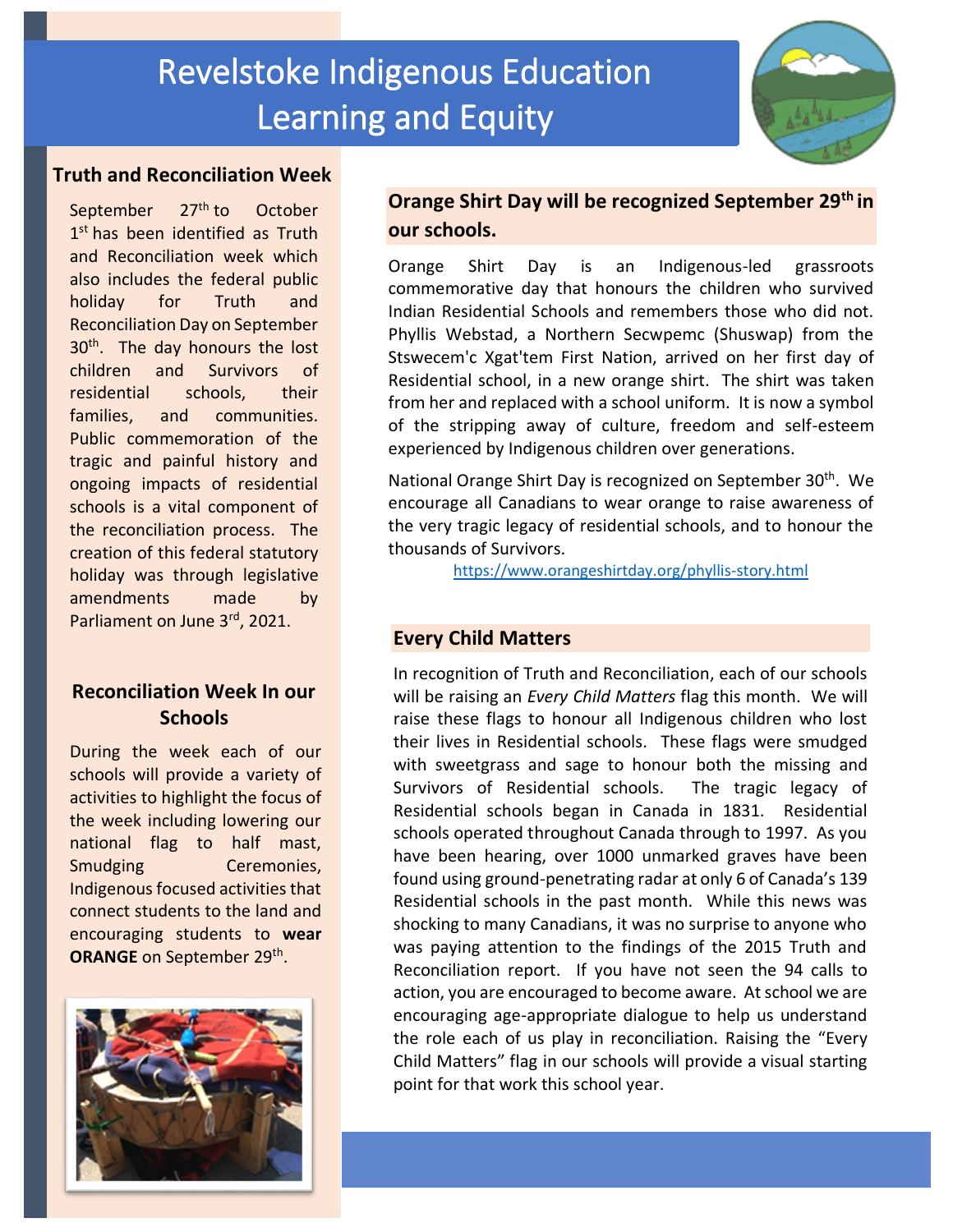# Revelstoke Indigenous Education Learning and Equity

## Truth and Reconciliation Week

September 27th to October 1st has been identified as Truth and Reconciliation week which also includes the federal public holiday for Truth and Reconciliation Day on September 30th. The day honours the lost children and Survivors of residential schools, their families, and communities. Public commemoration of the tragic and painful history and ongoing impacts of residential schools is a vital component of the reconciliation process. The creation of this federal statutory holiday was through legislative amendments made by Parliament on June 3rd, 2021.

## Reconciliation Week In our Schools

During the week each of our schools will provide a variety of activities to highlight the focus of the week including lowering our national flag to half mast, Smudging Ceremonies, Indigenous focused activities that connect students to the land and encouraging students to **wear ORANGE** on September 29th.

## Orange Shirt Day will be recognized September 29th in our schools.

Orange Shirt Day is an Indigenous-led grassroots commemorative day that honours the children who survived Indian Residential Schools and remembers those who did not. Phyllis Webstad, a Northern Secwpemc (Shuswap) from the Stswecem'c Xgat'tem First Nation, arrived on her first day of Residential school, in a new orange shirt. The shirt was taken from her and replaced with a school uniform. It is now a symbol of the stripping away of culture, freedom and self-esteem experienced by Indigenous children over generations.

National Orange Shirt Day is recognized on September 30th. We encourage all Canadians to wear orange to raise awareness of the very tragic legacy of residential schools, and to honour the thousands of Survivors.

https://www.orangeshirtday.org/phyllis-story.html

## Every Child Matters

In recognition of Truth and Reconciliation, each of our schools will be raising an *Every Child Matters* flag this month. We will raise these flags to honour all Indigenous children who lost their lives in Residential schools. These flags were smudged with sweetgrass and sage to honour both the missing and Survivors of Residential schools. The tragic legacy of Residential schools began in Canada in 1831. Residential schools operated throughout Canada through to 1997. As you have been hearing, over 1000 unmarked graves have been found using ground-penetrating radar at only 6 of Canada's 139 Residential schools in the past month. While this news was shocking to many Canadians, it was no surprise to anyone who was paying attention to the findings of the 2015 Truth and Reconciliation report. If you have not seen the 94 calls to action, you are encouraged to become aware. At school we are encouraging age-appropriate dialogue to help us understand the role each of us play in reconciliation. Raising the "Every Child Matters" flag in our schools will provide a visual starting point for that work this school year.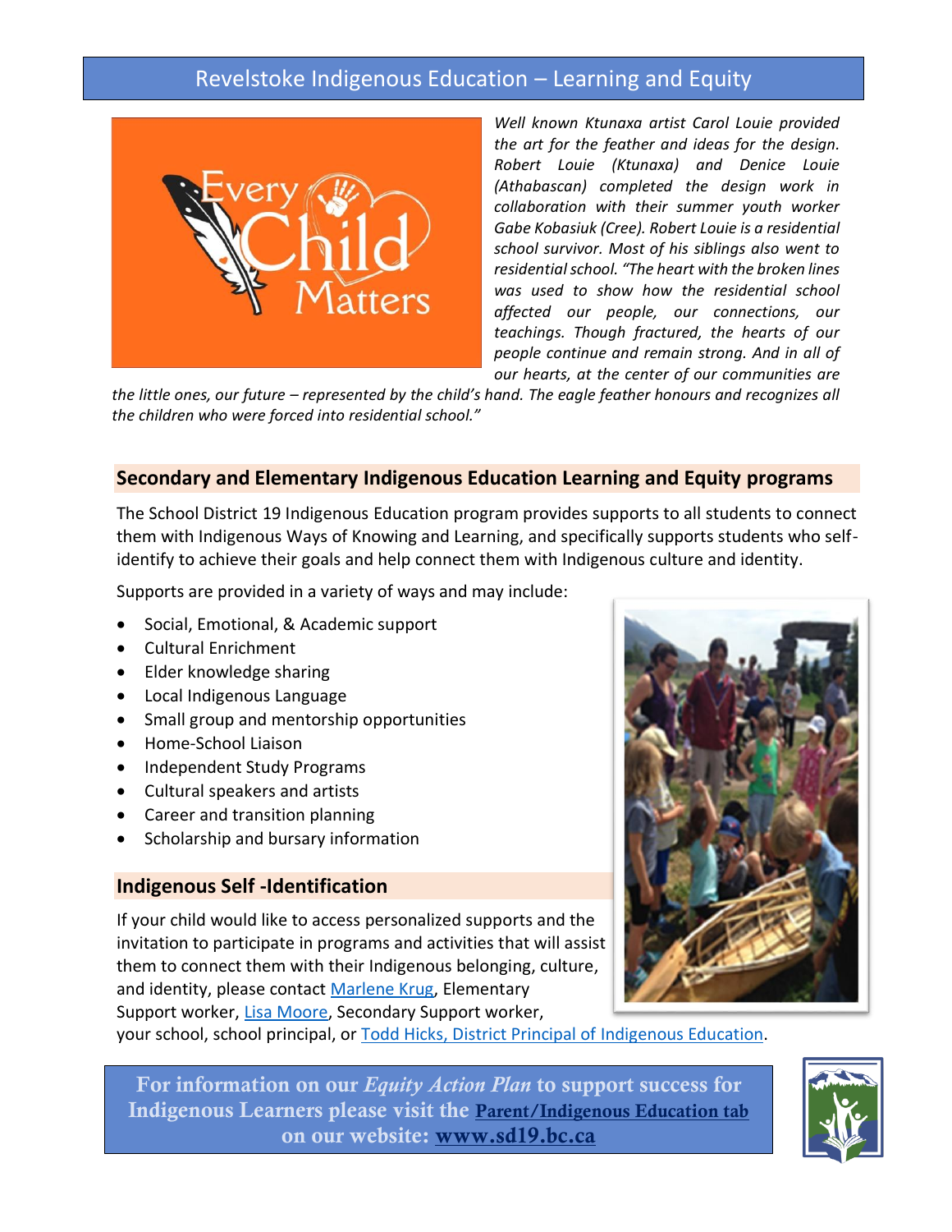# Revelstoke Indigenous Education – Learning and Equity

*Well known Ktunaxa artist Carol Louie provided the art for the feather and ideas for the design. Robert Louie (Ktunaxa) and Denice Louie (Athabascan) completed the design work in collaboration with their summer youth worker Gabe Kobasiuk (Cree). Robert Louie is a residential school survivor. Most of his siblings also went to residential school. "The heart with the broken lines was used to show how the residential school affected our people, our connections, our teachings. Though fractured, the hearts of our people continue and remain strong. And in all of our hearts, at the center of our communities are the little ones, our future – represented by the child's hand. The eagle feather honours and recognizes all the children who were forced into residential school."*

## Secondary and Elementary Indigenous Education Learning and Equity programs

The School District 19 Indigenous Education program provides supports to all students to connect them with Indigenous Ways of Knowing and Learning, and specifically supports students who self-identify to achieve their goals and help connect them with Indigenous culture and identity.

Supports are provided in a variety of ways and may include:

- Social, Emotional, & Academic support
- Cultural Enrichment
- Elder knowledge sharing
- Local Indigenous Language
- Small group and mentorship opportunities
- Home-School Liaison
- Independent Study Programs
- Cultural speakers and artists
- Career and transition planning
- Scholarship and bursary information

## Indigenous Self -Identification

If your child would like to access personalized supports and the invitation to participate in programs and activities that will assist them to connect them with their Indigenous belonging, culture, and identity, please contact Marlene Krug, Elementary Support worker, Lisa Moore, Secondary Support worker, your school, school principal, or Todd Hicks, District Principal of Indigenous Education.

**For information on our *Equity Action Plan* to support success for Indigenous Learners please visit the Parent/Indigenous Education tab on our website: www.sd19.bc.ca**